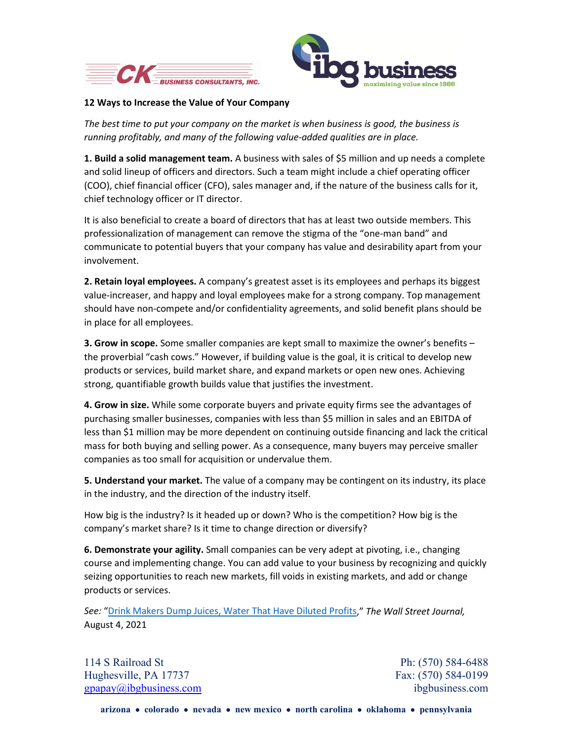CK BUSINESS CONSULTANTS, INC.

ibg business — maximizing value since 1986

**12 Ways to Increase the Value of Your Company**

*The best time to put your company on the market is when business is good, the business is running profitably, and many of the following value-added qualities are in place.*

**1. Build a solid management team.** A business with sales of $5 million and up needs a complete and solid lineup of officers and directors. Such a team might include a chief operating officer (COO), chief financial officer (CFO), sales manager and, if the nature of the business calls for it, chief technology officer or IT director.

It is also beneficial to create a board of directors that has at least two outside members. This professionalization of management can remove the stigma of the "one-man band" and communicate to potential buyers that your company has value and desirability apart from your involvement.

**2. Retain loyal employees.** A company's greatest asset is its employees and perhaps its biggest value-increaser, and happy and loyal employees make for a strong company. Top management should have non-compete and/or confidentiality agreements, and solid benefit plans should be in place for all employees.

**3. Grow in scope.** Some smaller companies are kept small to maximize the owner's benefits – the proverbial "cash cows." However, if building value is the goal, it is critical to develop new products or services, build market share, and expand markets or open new ones. Achieving strong, quantifiable growth builds value that justifies the investment.

**4. Grow in size.** While some corporate buyers and private equity firms see the advantages of purchasing smaller businesses, companies with less than $5 million in sales and an EBITDA of less than $1 million may be more dependent on continuing outside financing and lack the critical mass for both buying and selling power. As a consequence, many buyers may perceive smaller companies as too small for acquisition or undervalue them.

**5. Understand your market.** The value of a company may be contingent on its industry, its place in the industry, and the direction of the industry itself.

How big is the industry? Is it headed up or down? Who is the competition? How big is the company's market share? Is it time to change direction or diversify?

**6. Demonstrate your agility.** Small companies can be very adept at pivoting, i.e., changing course and implementing change. You can add value to your business by recognizing and quickly seizing opportunities to reach new markets, fill voids in existing markets, and add or change products or services.

*See:* "Drink Makers Dump Juices, Water That Have Diluted Profits," *The Wall Street Journal,* August 4, 2021

114 S Railroad St
Hughesville, PA 17737
gpapay@ibgbusiness.com

Ph: (570) 584-6488
Fax: (570) 584-0199
ibgbusiness.com

**arizona • colorado • nevada • new mexico • north carolina • oklahoma • pennsylvania**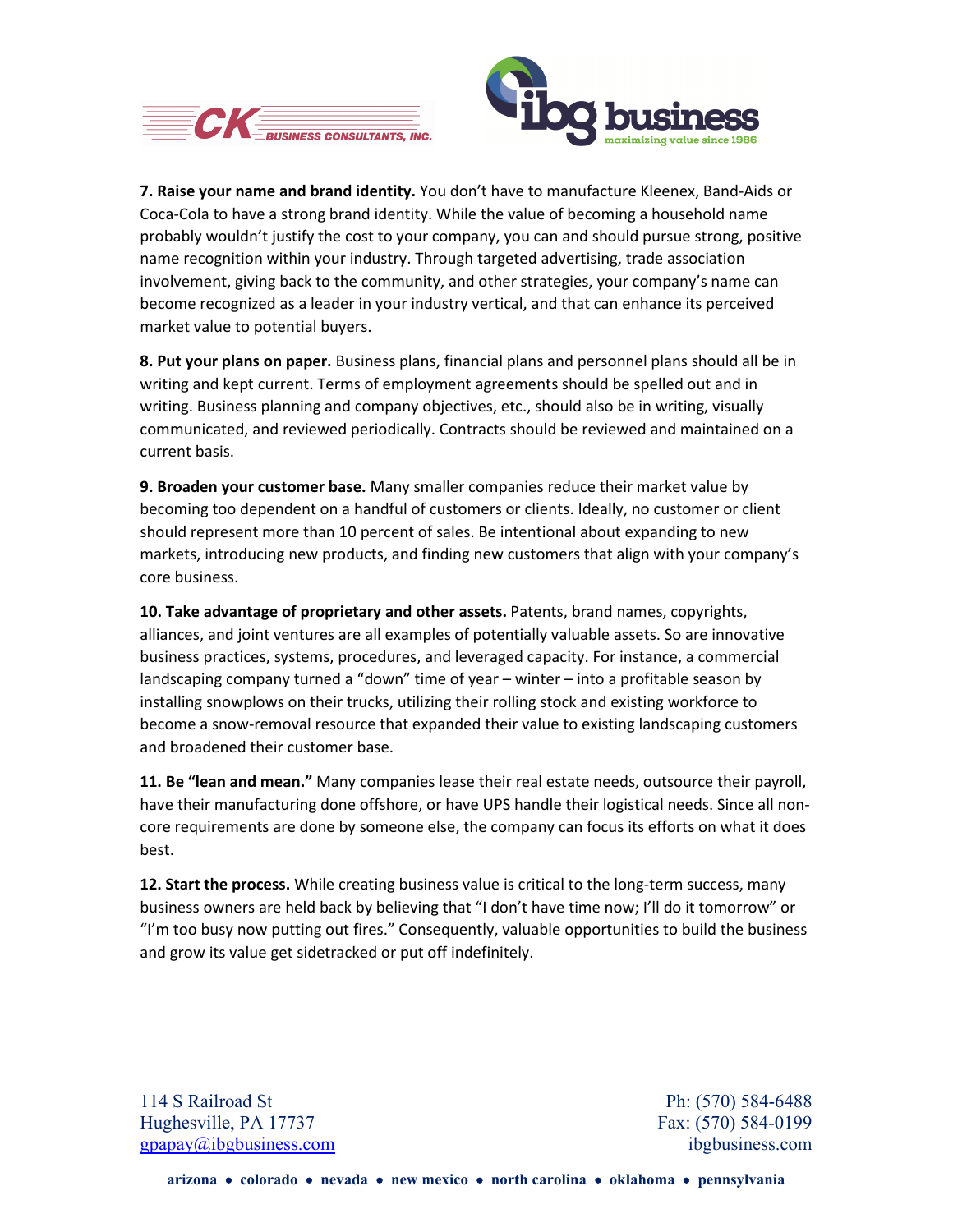**7. Raise your name and brand identity.** You don't have to manufacture Kleenex, Band-Aids or Coca-Cola to have a strong brand identity. While the value of becoming a household name probably wouldn't justify the cost to your company, you can and should pursue strong, positive name recognition within your industry. Through targeted advertising, trade association involvement, giving back to the community, and other strategies, your company's name can become recognized as a leader in your industry vertical, and that can enhance its perceived market value to potential buyers.

**8. Put your plans on paper.** Business plans, financial plans and personnel plans should all be in writing and kept current. Terms of employment agreements should be spelled out and in writing. Business planning and company objectives, etc., should also be in writing, visually communicated, and reviewed periodically. Contracts should be reviewed and maintained on a current basis.

**9. Broaden your customer base.** Many smaller companies reduce their market value by becoming too dependent on a handful of customers or clients. Ideally, no customer or client should represent more than 10 percent of sales. Be intentional about expanding to new markets, introducing new products, and finding new customers that align with your company's core business.

**10. Take advantage of proprietary and other assets.** Patents, brand names, copyrights, alliances, and joint ventures are all examples of potentially valuable assets. So are innovative business practices, systems, procedures, and leveraged capacity. For instance, a commercial landscaping company turned a "down" time of year – winter – into a profitable season by installing snowplows on their trucks, utilizing their rolling stock and existing workforce to become a snow-removal resource that expanded their value to existing landscaping customers and broadened their customer base.

**11. Be "lean and mean."** Many companies lease their real estate needs, outsource their payroll, have their manufacturing done offshore, or have UPS handle their logistical needs. Since all non-core requirements are done by someone else, the company can focus its efforts on what it does best.

**12. Start the process.** While creating business value is critical to the long-term success, many business owners are held back by believing that "I don't have time now; I'll do it tomorrow" or "I'm too busy now putting out fires." Consequently, valuable opportunities to build the business and grow its value get sidetracked or put off indefinitely.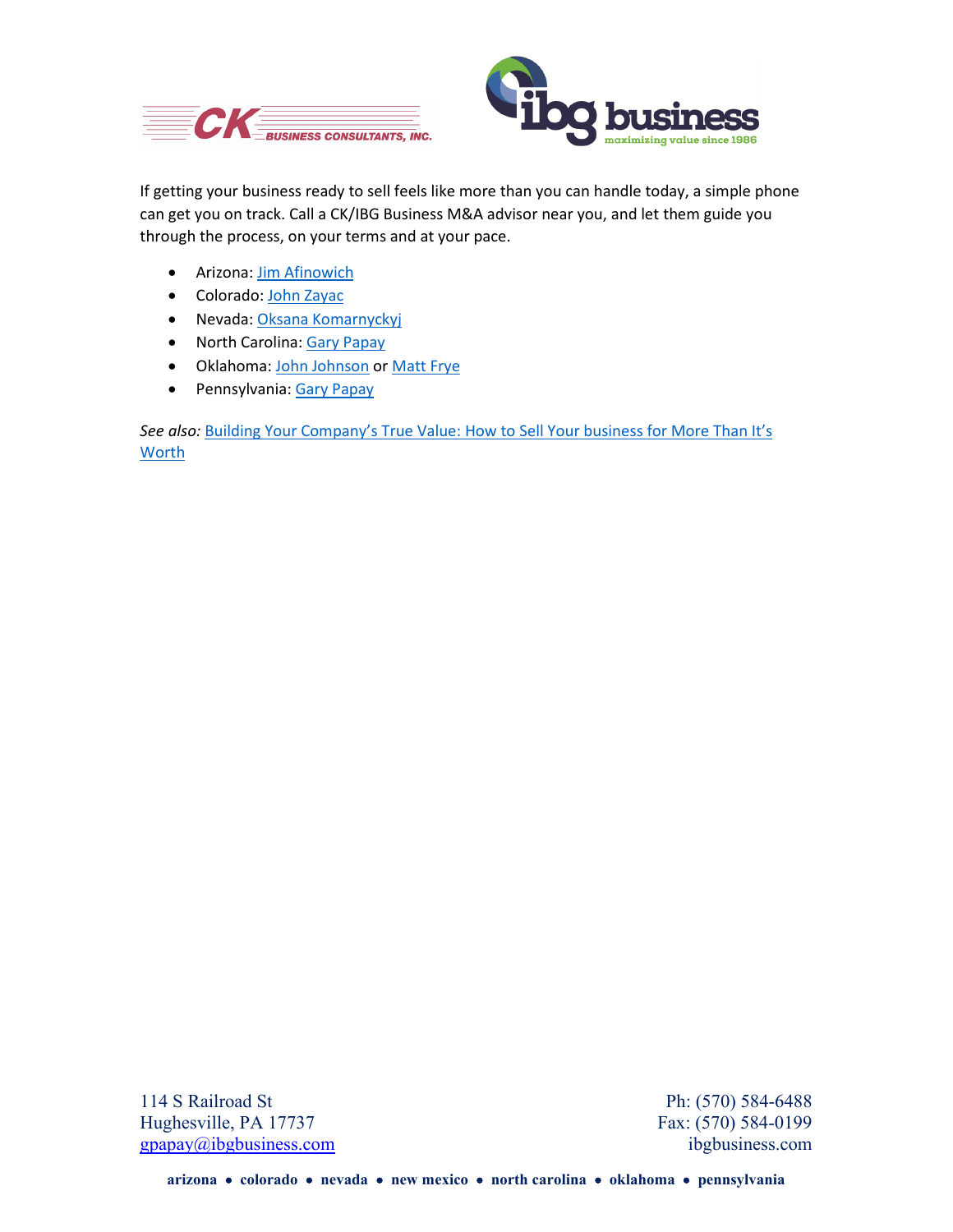If getting your business ready to sell feels like more than you can handle today, a simple phone can get you on track. Call a CK/IBG Business M&A advisor near you, and let them guide you through the process, on your terms and at your pace.

- Arizona: Jim Afinowich
- Colorado: John Zayac
- Nevada: Oksana Komarnyckyj
- North Carolina: Gary Papay
- Oklahoma: John Johnson or Matt Frye
- Pennsylvania: Gary Papay

*See also:* Building Your Company's True Value: How to Sell Your business for More Than It's Worth

114 S Railroad St
Hughesville, PA 17737
gpapay@ibgbusiness.com

Ph: (570) 584-6488
Fax: (570) 584-0199
ibgbusiness.com

**arizona • colorado • nevada • new mexico • north carolina • oklahoma • pennsylvania**